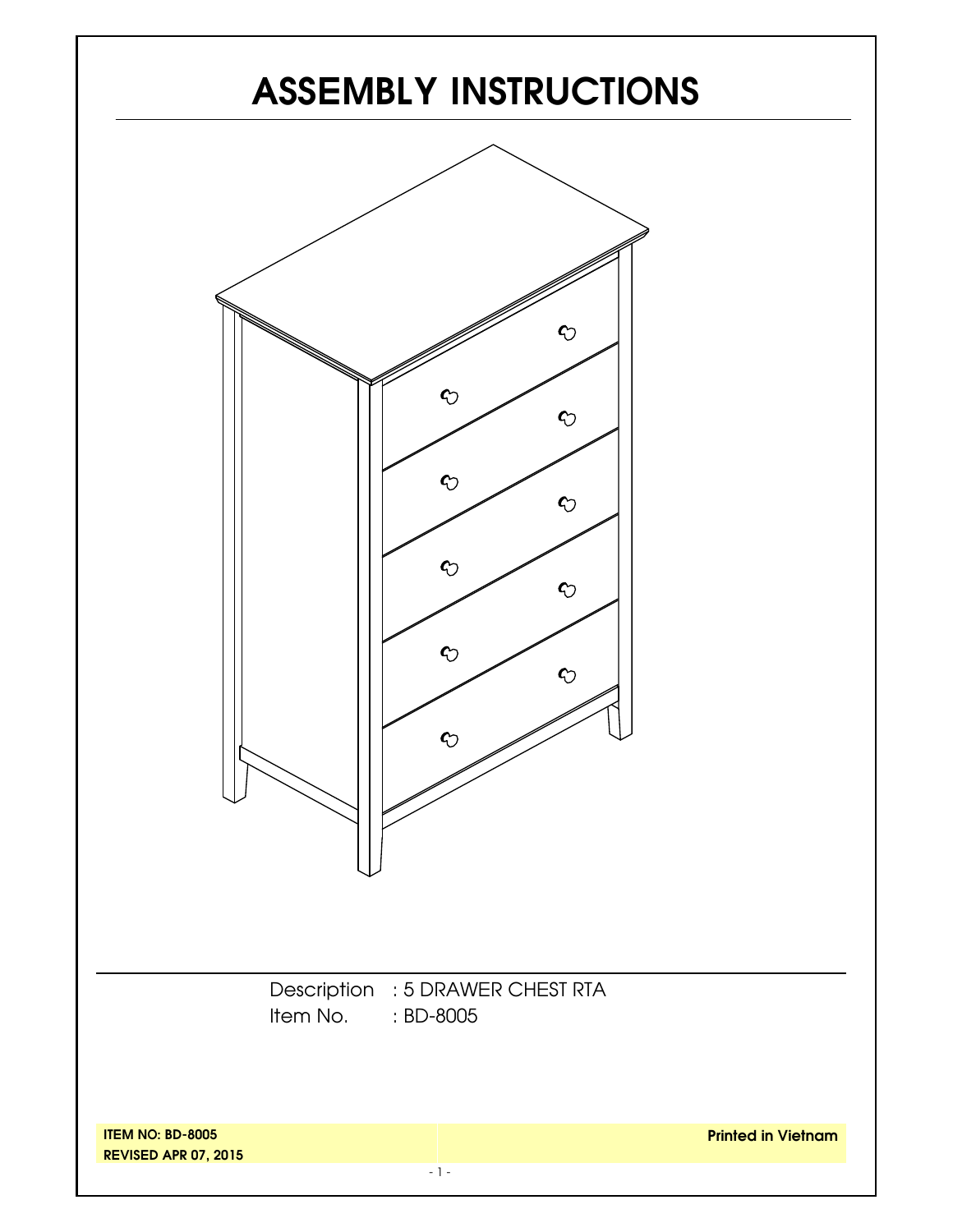# ASSEMBLY INSTRUCTIONS

Description : 5 DRAWER CHEST RTA
Item No. : BD-8005

**ITEM NO: BD-8005**
**REVISED APR 07, 2015**

**Printed in Vietnam**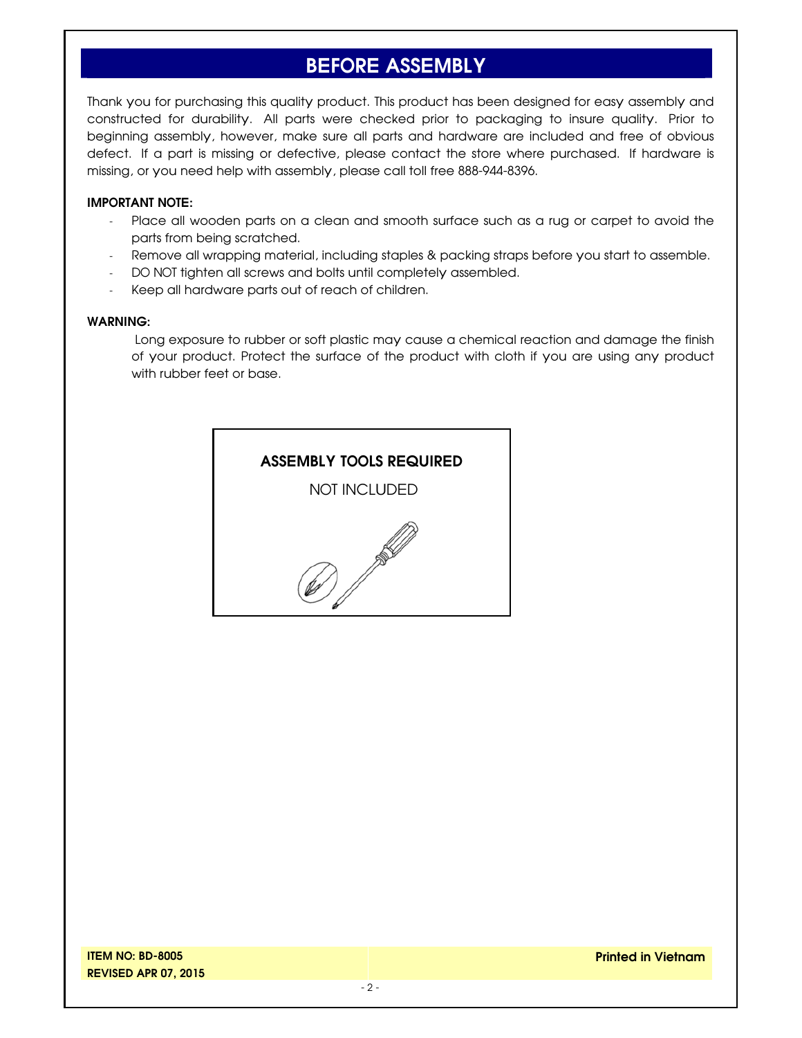# BEFORE ASSEMBLY

Thank you for purchasing this quality product. This product has been designed for easy assembly and constructed for durability. All parts were checked prior to packaging to insure quality. Prior to beginning assembly, however, make sure all parts and hardware are included and free of obvious defect. If a part is missing or defective, please contact the store where purchased. If hardware is missing, or you need help with assembly, please call toll free 888-944-8396.

**IMPORTANT NOTE:**

- Place all wooden parts on a clean and smooth surface such as a rug or carpet to avoid the parts from being scratched.
- Remove all wrapping material, including staples & packing straps before you start to assemble.
- DO NOT tighten all screws and bolts until completely assembled.
- Keep all hardware parts out of reach of children.

**WARNING:**

Long exposure to rubber or soft plastic may cause a chemical reaction and damage the finish of your product. Protect the surface of the product with cloth if you are using any product with rubber feet or base.

**ASSEMBLY TOOLS REQUIRED**

NOT INCLUDED

**ITEM NO: BD-8005**
**REVISED APR 07, 2015**

**Printed in Vietnam**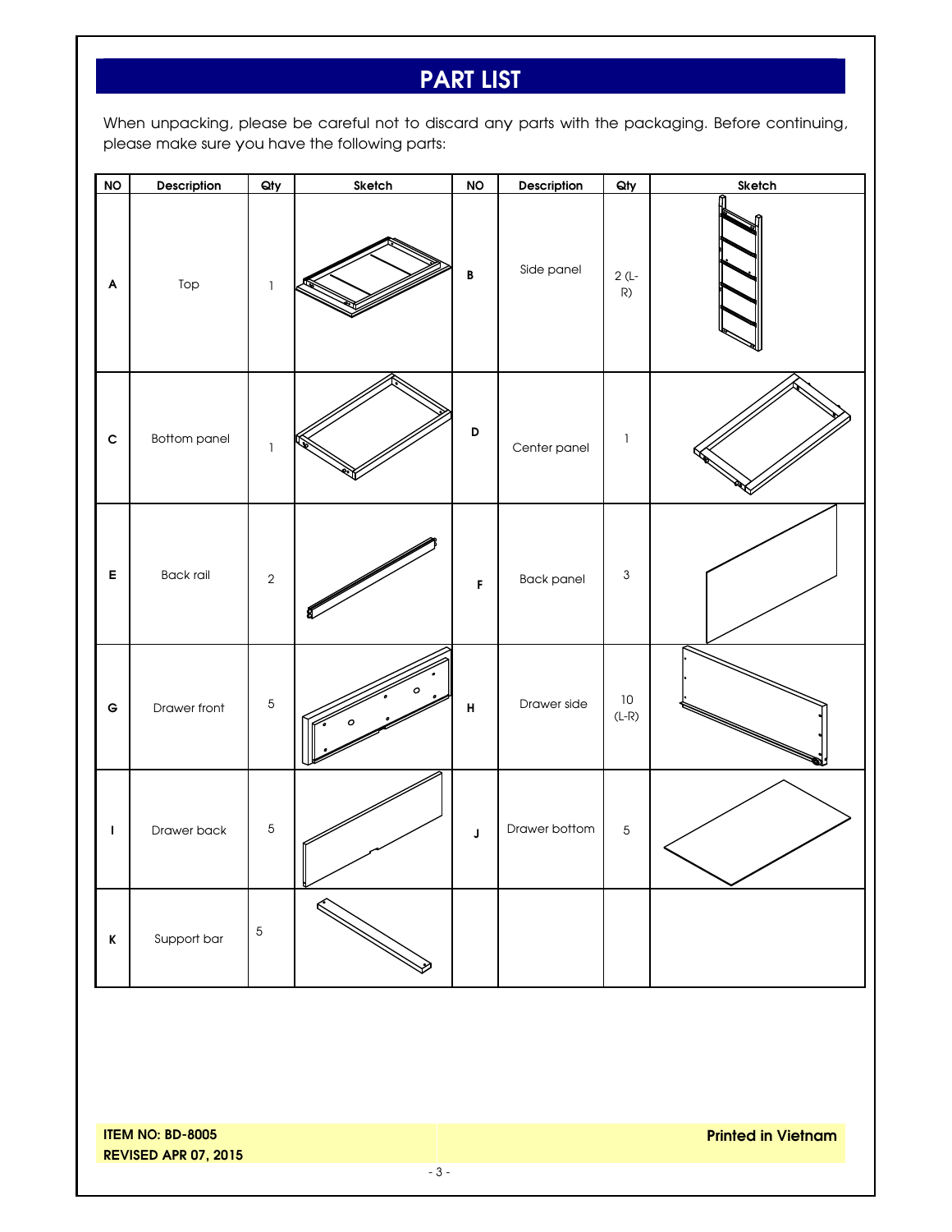# PART LIST

When unpacking, please be careful not to discard any parts with the packaging. Before continuing, please make sure you have the following parts:

| NO | Description | Qty | Sketch | NO | Description | Qty | Sketch |
|---|---|---|---|---|---|---|---|
| A | Top | 1 | | B | Side panel | 2 (L-R) | |
| C | Bottom panel | 1 | | D | Center panel | 1 | |
| E | Back rail | 2 | | F | Back panel | 3 | |
| G | Drawer front | 5 | | H | Drawer side | 10 (L-R) | |
| I | Drawer back | 5 | | J | Drawer bottom | 5 | |
| K | Support bar | 5 | | | | | |

**ITEM NO: BD-8005**
**REVISED APR 07, 2015**

**Printed in Vietnam**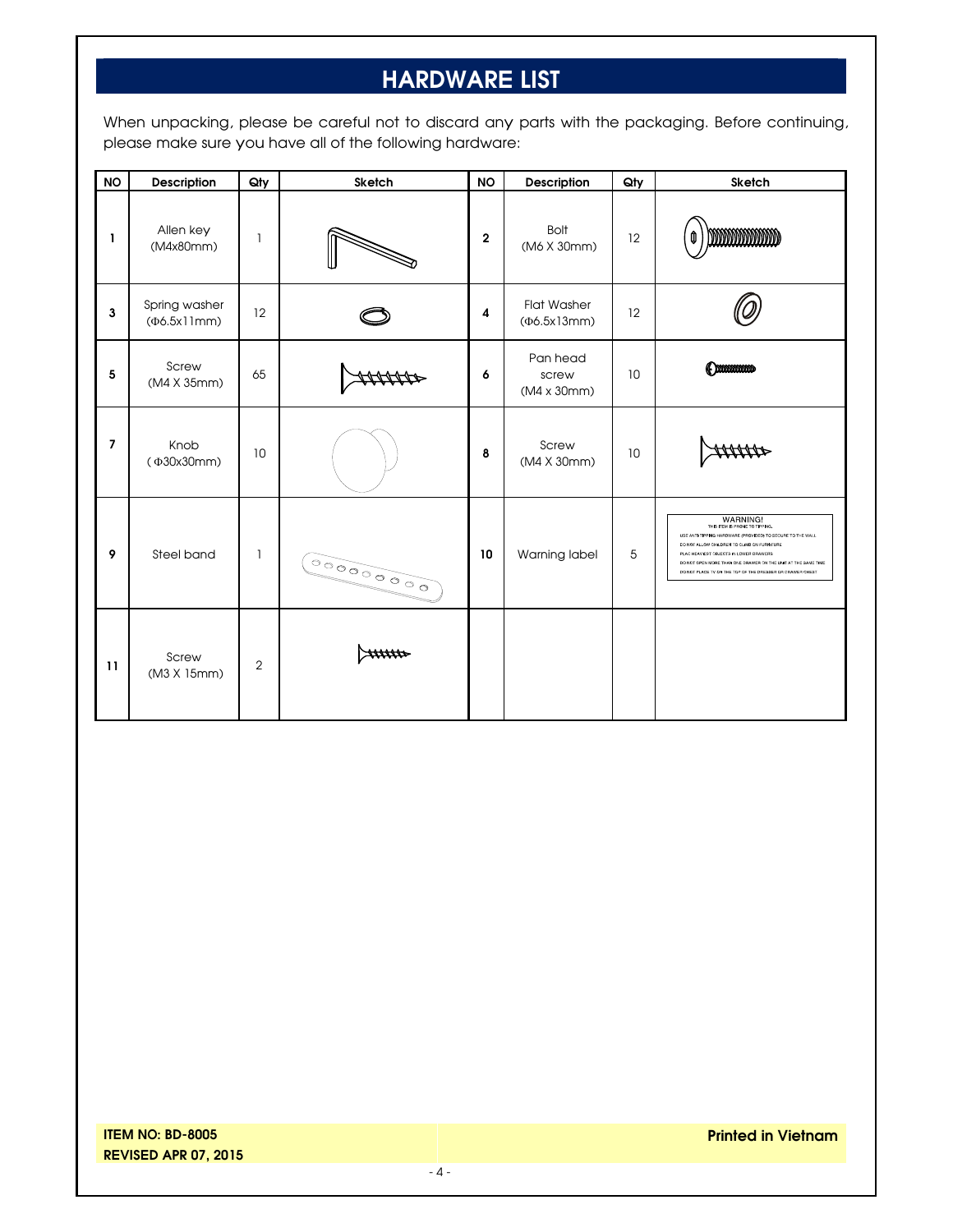# HARDWARE LIST

When unpacking, please be careful not to discard any parts with the packaging. Before continuing, please make sure you have all of the following hardware:

| NO | Description | Qty | Sketch | NO | Description | Qty | Sketch |
|---|---|---|---|---|---|---|---|
| 1 | Allen key (M4x80mm) | 1 | | 2 | Bolt (M6 X 30mm) | 12 | |
| 3 | Spring washer (Φ6.5x11mm) | 12 | | 4 | Flat Washer (Φ6.5x13mm) | 12 | |
| 5 | Screw (M4 X 35mm) | 65 | | 6 | Pan head screw (M4 x 30mm) | 10 | |
| 7 | Knob (Φ30x30mm) | 10 | | 8 | Screw (M4 X 30mm) | 10 | |
| 9 | Steel band | 1 | | 10 | Warning label | 5 | WARNING! THIS ITEM IS PRONE TO TIPPING. USE ANTI-TIPPING HARDWARE (PROVIDED) TO SECURE TO THE WALL. DO NOT ALLOW CHILDREN TO CLIMB ON FURNITURE. PLAC HEAVIEST OBJECTS IN LOWER DRAWERS. DO NOT OPEN MORE THAN ONE DRAWER ON THE UNIT AT THE SAME TIME. DO NOT PLACE TV ON THE TOP OF THE DRESSER OR DRAWER CHEST. |
| 11 | Screw (M3 X 15mm) | 2 | | | | | |

**ITEM NO: BD-8005**
**REVISED APR 07, 2015**

**Printed in Vietnam**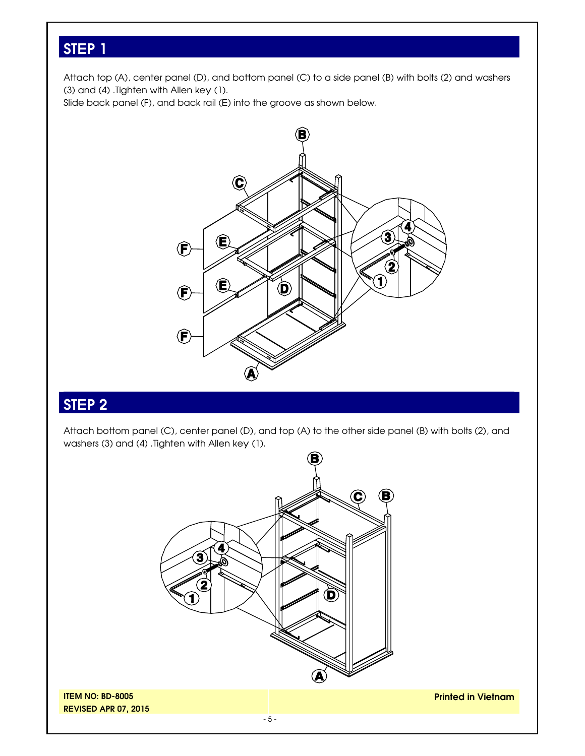## STEP 1

Attach top (A), center panel (D), and bottom panel (C) to a side panel (B) with bolts (2) and washers (3) and (4) .Tighten with Allen key (1).
Slide back panel (F), and back rail (E) into the groove as shown below.

## STEP 2

Attach bottom panel (C), center panel (D), and top (A) to the other side panel (B) with bolts (2), and washers (3) and (4) .Tighten with Allen key (1).

**ITEM NO: BD-8005**
**REVISED APR 07, 2015**

**Printed in Vietnam**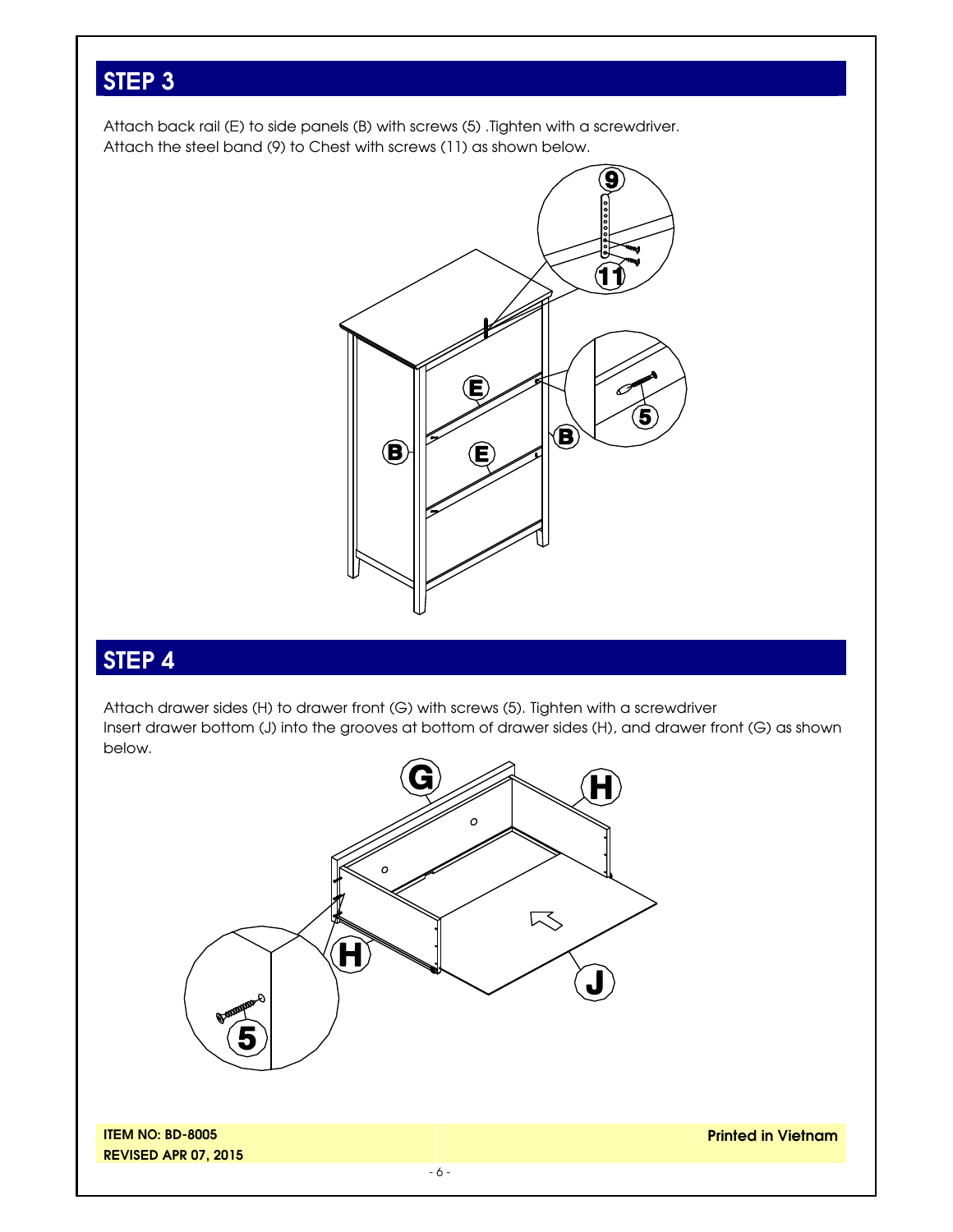## STEP 3

Attach back rail (E) to side panels (B) with screws (5) .Tighten with a screwdriver.
Attach the steel band (9) to Chest with screws (11) as shown below.

## STEP 4

Attach drawer sides (H) to drawer front (G) with screws (5). Tighten with a screwdriver
Insert drawer bottom (J) into the grooves at bottom of drawer sides (H), and drawer front (G) as shown below.

**ITEM NO: BD-8005**
**REVISED APR 07, 2015**

**Printed in Vietnam**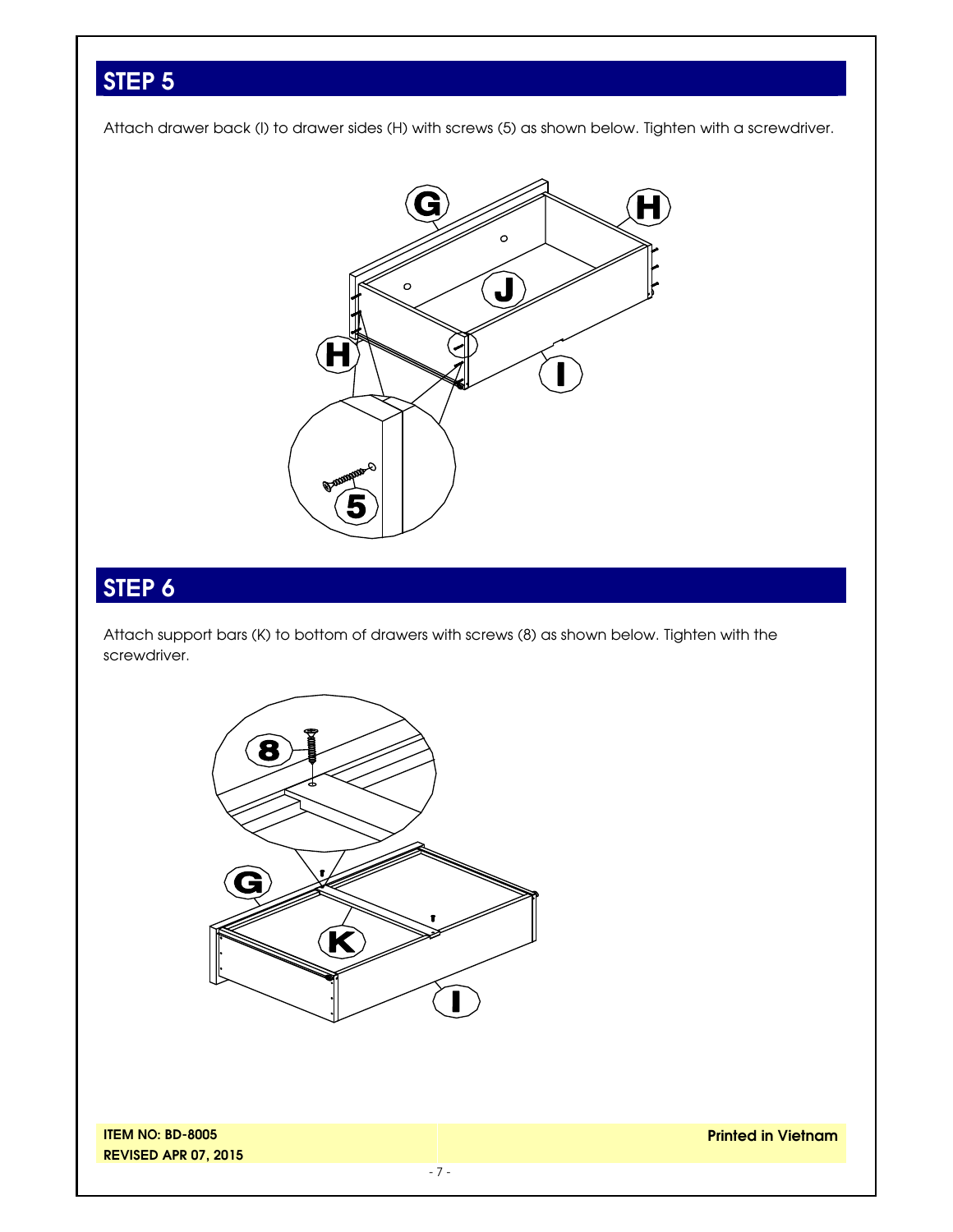## STEP 5

Attach drawer back (I) to drawer sides (H) with screws (5) as shown below. Tighten with a screwdriver.

## STEP 6

Attach support bars (K) to bottom of drawers with screws (8) as shown below. Tighten with the screwdriver.

**ITEM NO: BD-8005**
**REVISED APR 07, 2015**

**Printed in Vietnam**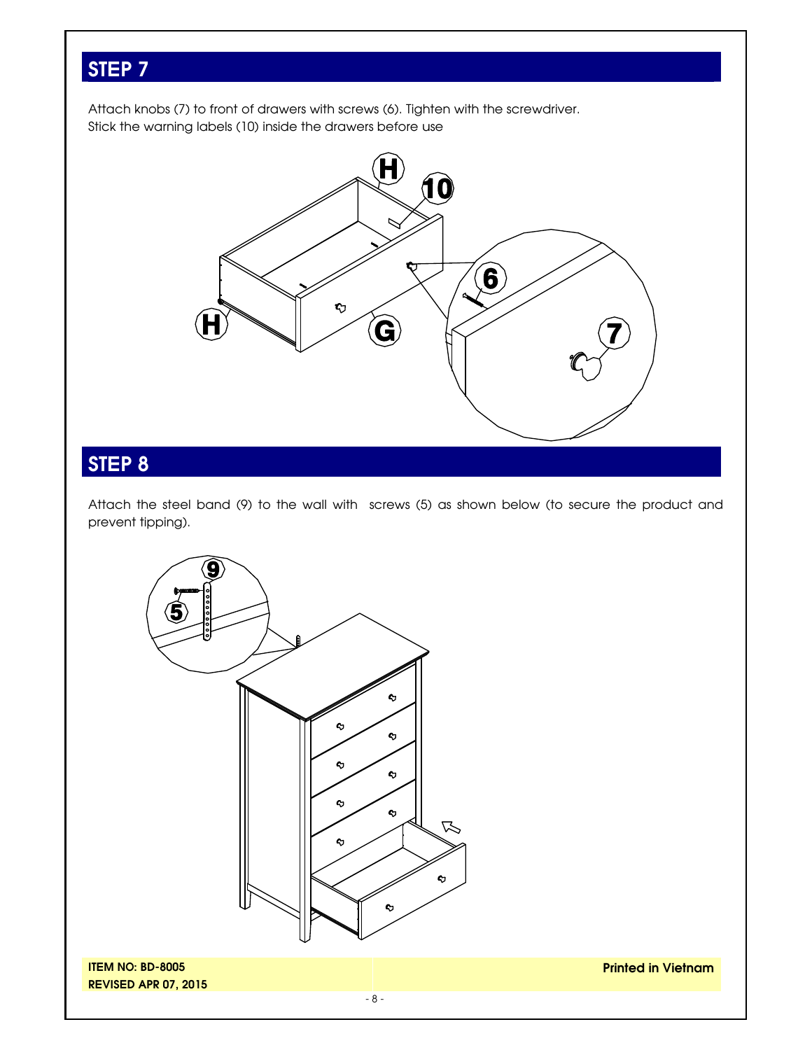## STEP 7

Attach knobs (7) to front of drawers with screws (6). Tighten with the screwdriver.
Stick the warning labels (10) inside the drawers before use

## STEP 8

Attach the steel band (9) to the wall with screws (5) as shown below (to secure the product and prevent tipping).

**ITEM NO: BD-8005**
**REVISED APR 07, 2015**

**Printed in Vietnam**